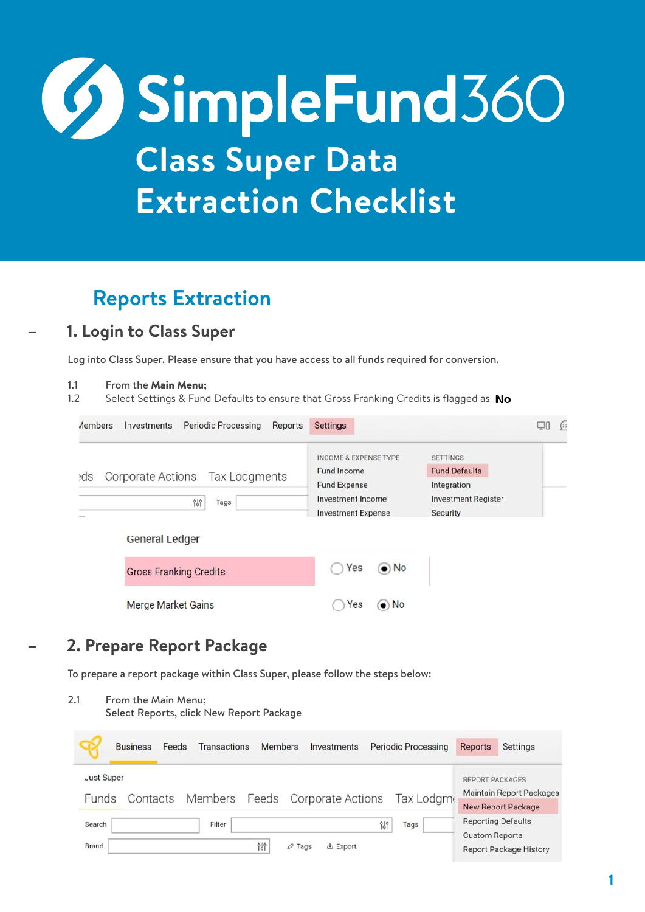# SimpleFund360

## Class Super Data Extraction Checklist

## Reports Extraction

### 1. Login to Class Super

Log into Class Super. Please ensure that you have access to all funds required for conversion.

1.1 From the **Main Menu;**

1.2 Select Settings & Fund Defaults to ensure that Gross Franking Credits is flagged as **No**

### 2. Prepare Report Package

To prepare a report package within Class Super, please follow the steps below:

2.1 From the Main Menu;
Select Reports, click New Report Package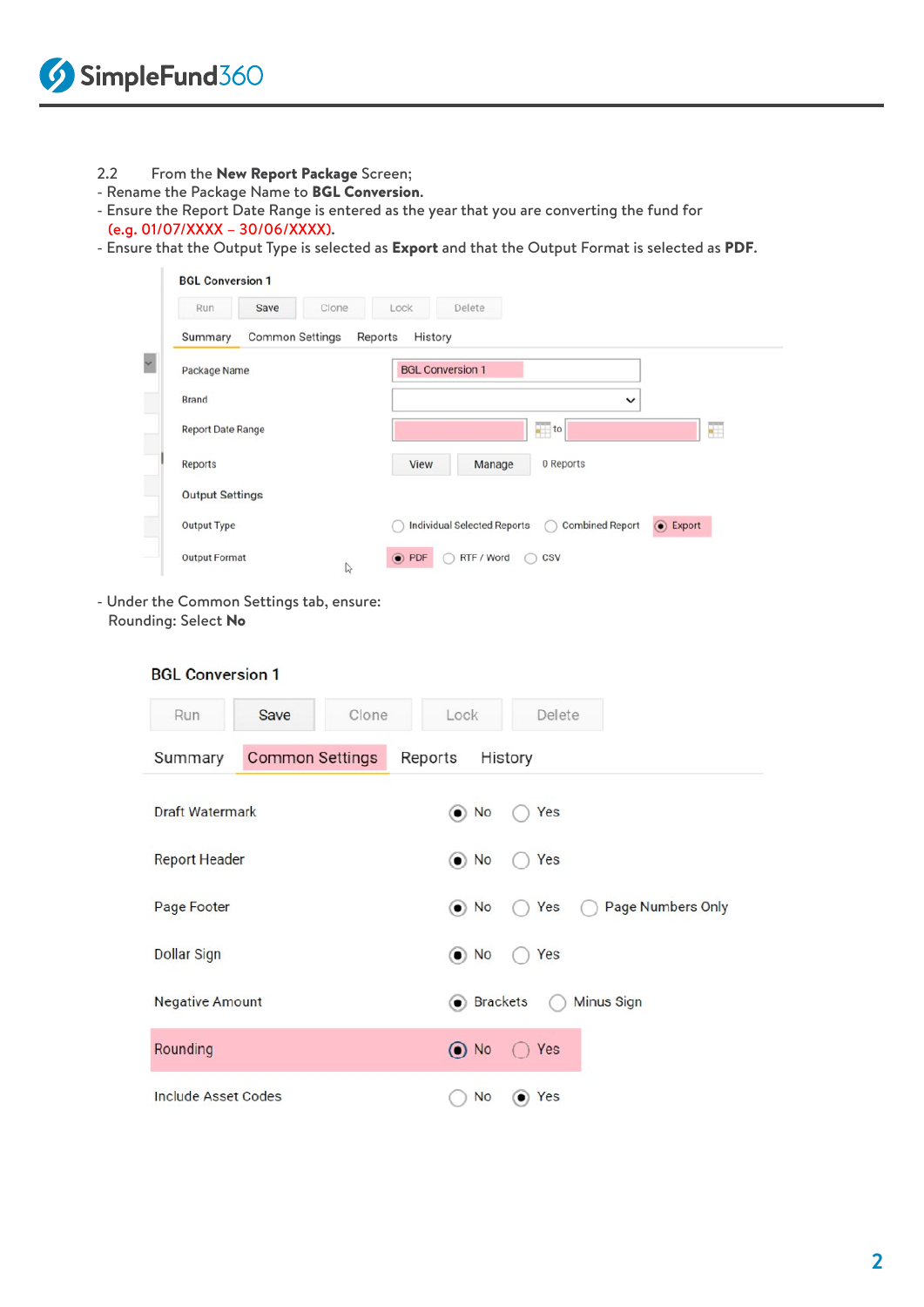2.2 From the **New Report Package** Screen;

- Rename the Package Name to **BGL Conversion.**
- Ensure the Report Date Range is entered as the year that you are converting the fund for (e.g. 01/07/XXXX – 30/06/XXXX).
- Ensure that the Output Type is selected as **Export** and that the Output Format is selected as **PDF.**

BGL Conversion 1

Run | Save | Clone | Lock | Delete

Summary | Common Settings | Reports | History

| | |
|---|---|
| Package Name | BGL Conversion 1 |
| Brand | |
| Report Date Range | to |
| Reports | View Manage 0 Reports |
| Output Settings | |
| Output Type | ○ Individual Selected Reports ○ Combined Report ◉ Export |
| Output Format | ◉ PDF ○ RTF / Word ○ CSV |

- Under the Common Settings tab, ensure:
  Rounding: Select **No**

BGL Conversion 1

Run | Save | Clone | Lock | Delete

Summary | Common Settings | Reports | History

| | |
|---|---|
| Draft Watermark | ◉ No ○ Yes |
| Report Header | ◉ No ○ Yes |
| Page Footer | ◉ No ○ Yes ○ Page Numbers Only |
| Dollar Sign | ◉ No ○ Yes |
| Negative Amount | ◉ Brackets ○ Minus Sign |
| Rounding | ◉ No ○ Yes |
| Include Asset Codes | ○ No ◉ Yes |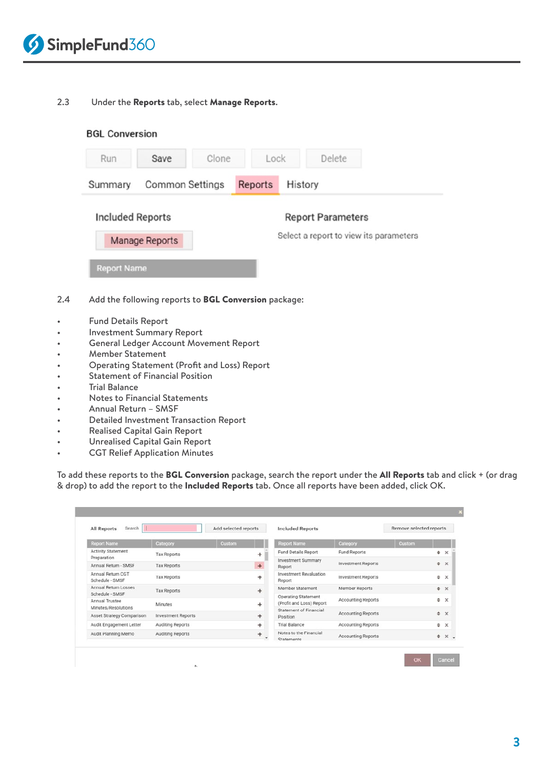2.3 Under the **Reports** tab, select **Manage Reports**.

2.4 Add the following reports to **BGL Conversion** package:

- Fund Details Report
- Investment Summary Report
- General Ledger Account Movement Report
- Member Statement
- Operating Statement (Profit and Loss) Report
- Statement of Financial Position
- Trial Balance
- Notes to Financial Statements
- Annual Return – SMSF
- Detailed Investment Transaction Report
- Realised Capital Gain Report
- Unrealised Capital Gain Report
- CGT Relief Application Minutes

To add these reports to the **BGL Conversion** package, search the report under the **All Reports** tab and click + (or drag & drop) to add the report to the **Included Reports** tab. Once all reports have been added, click OK.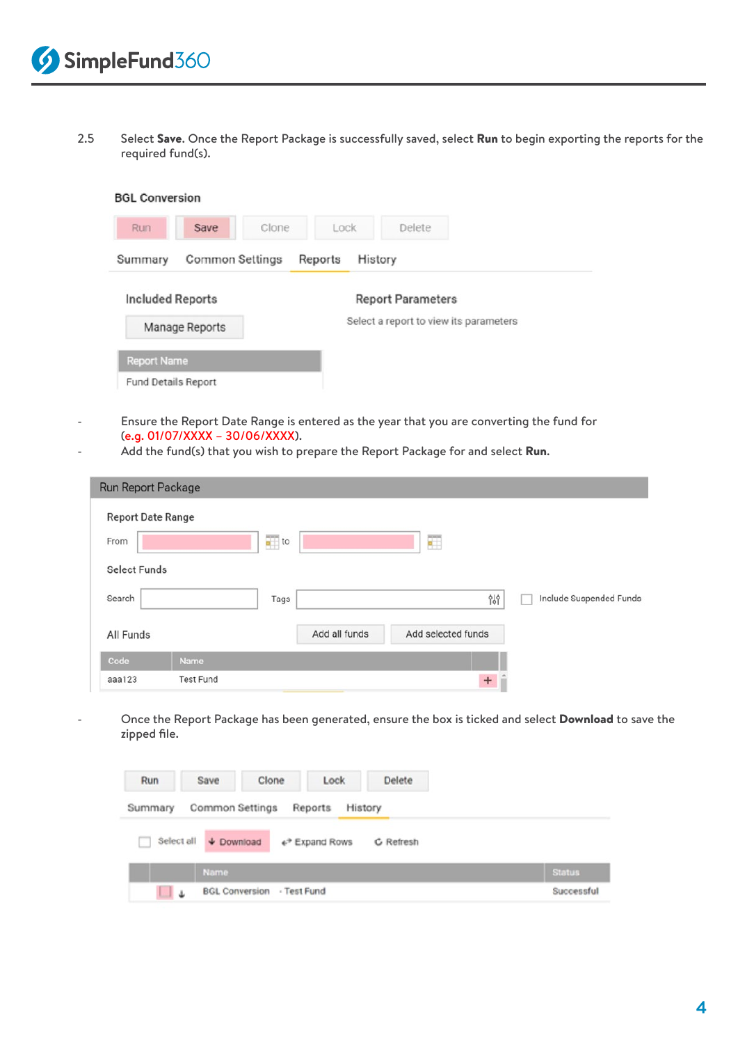2.5 Select **Save**. Once the Report Package is successfully saved, select **Run** to begin exporting the reports for the required fund(s).

BGL Conversion

Run | Save | Clone | Lock | Delete

Summary | Common Settings | Reports | History

Included Reports

Manage Reports

| Report Name |
| --- |
| Fund Details Report |

Report Parameters

Select a report to view its parameters

- Ensure the Report Date Range is entered as the year that you are converting the fund for (e.g. 01/07/XXXX – 30/06/XXXX).
- Add the fund(s) that you wish to prepare the Report Package for and select **Run.**

Run Report Package

Report Date Range

From to

Select Funds

Search Tags Include Suspended Funds

All Funds Add all funds Add selected funds

| Code | Name |
| --- | --- |
| aaa123 | Test Fund |

- Once the Report Package has been generated, ensure the box is ticked and select **Download** to save the zipped file.

Run | Save | Clone | Lock | Delete

Summary | Common Settings | Reports | History

Select all | Download | Expand Rows | Refresh

| Name | Status |
| --- | --- |
| BGL Conversion - Test Fund | Successful |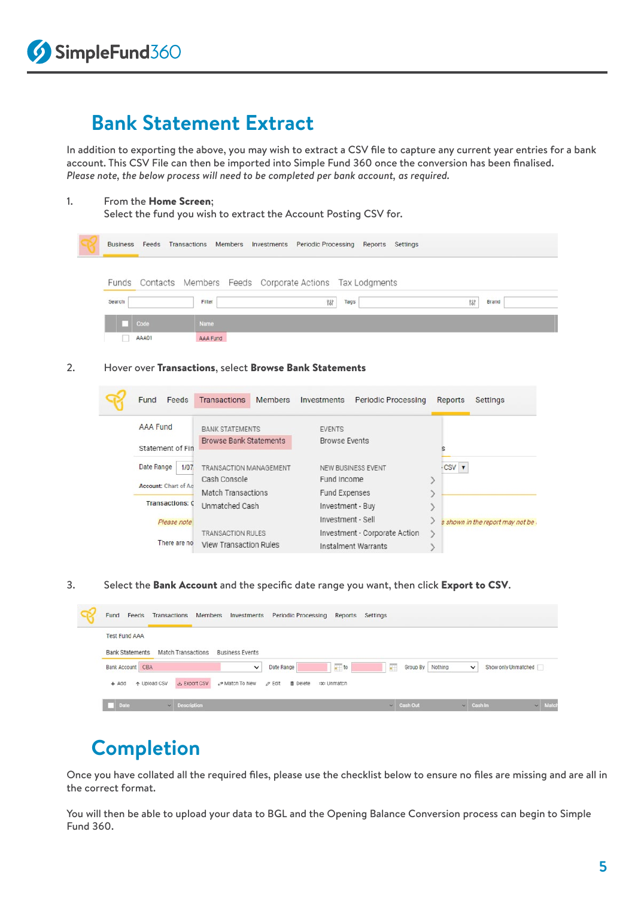# Bank Statement Extract

In addition to exporting the above, you may wish to extract a CSV file to capture any current year entries for a bank account. This CSV File can then be imported into Simple Fund 360 once the conversion has been finalised.
*Please note, the below process will need to be completed per bank account, as required.*

1. From the **Home Screen**;
   Select the fund you wish to extract the Account Posting CSV for.

2. Hover over **Transactions**, select **Browse Bank Statements**

3. Select the **Bank Account** and the specific date range you want, then click **Export to CSV**.

# Completion

Once you have collated all the required files, please use the checklist below to ensure no files are missing and are all in the correct format.

You will then be able to upload your data to BGL and the Opening Balance Conversion process can begin to Simple Fund 360.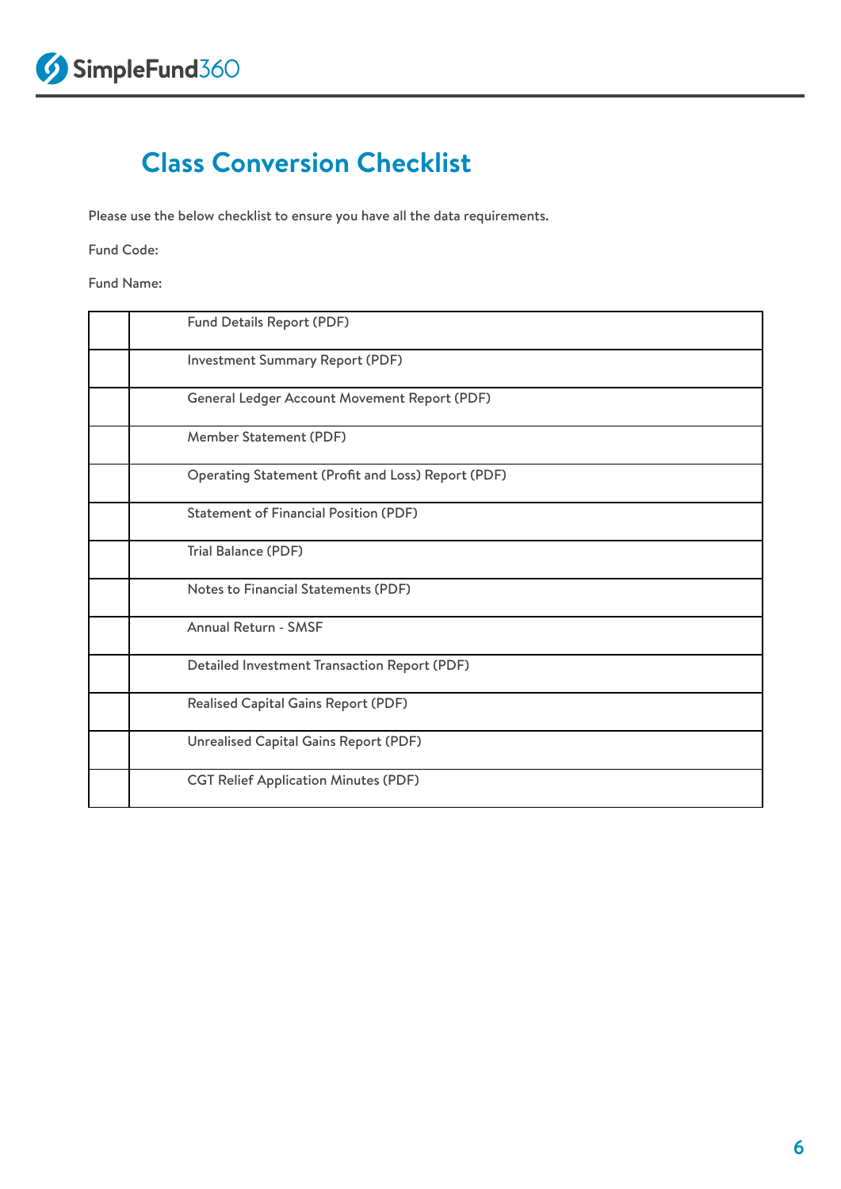# Class Conversion Checklist

Please use the below checklist to ensure you have all the data requirements.

Fund Code:

Fund Name:

| | |
|---|---|
| | Fund Details Report (PDF) |
| | Investment Summary Report (PDF) |
| | General Ledger Account Movement Report (PDF) |
| | Member Statement (PDF) |
| | Operating Statement (Profit and Loss) Report (PDF) |
| | Statement of Financial Position (PDF) |
| | Trial Balance (PDF) |
| | Notes to Financial Statements (PDF) |
| | Annual Return - SMSF |
| | Detailed Investment Transaction Report (PDF) |
| | Realised Capital Gains Report (PDF) |
| | Unrealised Capital Gains Report (PDF) |
| | CGT Relief Application Minutes (PDF) |